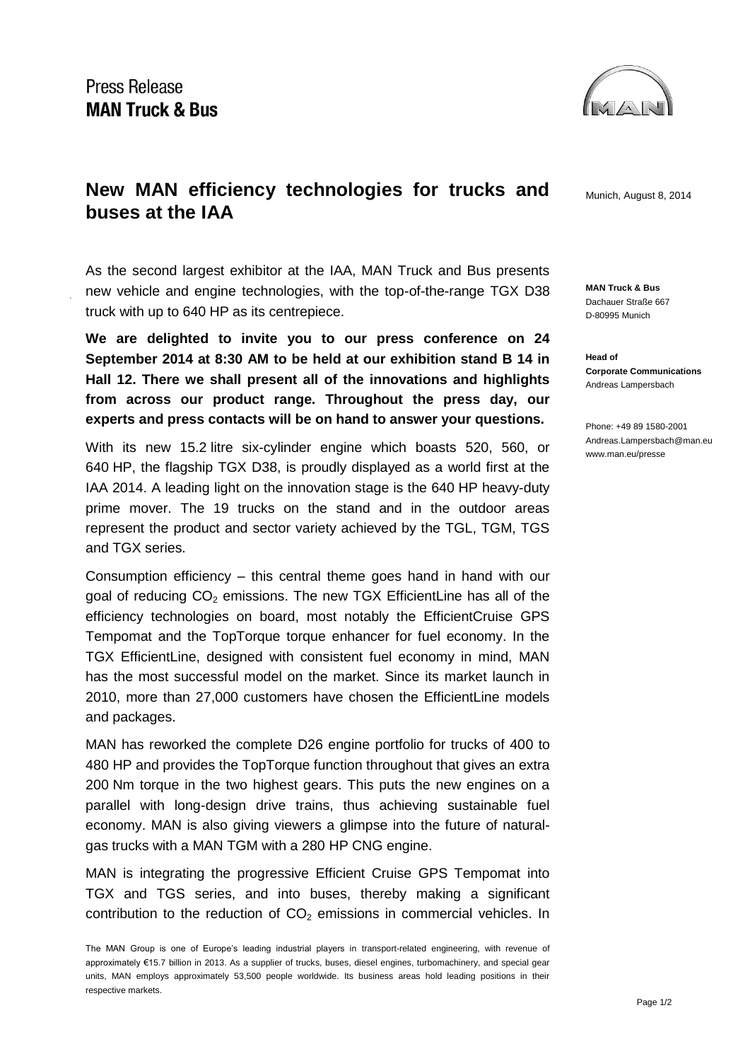Press Release
**MAN Truck & Bus**

# New MAN efficiency technologies for trucks and buses at the IAA

Munich, August 8, 2014

**MAN Truck & Bus**
Dachauer Straße 667
D-80995 Munich

**Head of**
**Corporate Communications**
Andreas Lampersbach

Phone: +49 89 1580-2001
Andreas.Lampersbach@man.eu
www.man.eu/presse

As the second largest exhibitor at the IAA, MAN Truck and Bus presents new vehicle and engine technologies, with the top-of-the-range TGX D38 truck with up to 640 HP as its centrepiece.

**We are delighted to invite you to our press conference on 24 September 2014 at 8:30 AM to be held at our exhibition stand B 14 in Hall 12. There we shall present all of the innovations and highlights from across our product range. Throughout the press day, our experts and press contacts will be on hand to answer your questions.**

With its new 15.2 litre six-cylinder engine which boasts 520, 560, or 640 HP, the flagship TGX D38, is proudly displayed as a world first at the IAA 2014. A leading light on the innovation stage is the 640 HP heavy-duty prime mover. The 19 trucks on the stand and in the outdoor areas represent the product and sector variety achieved by the TGL, TGM, TGS and TGX series.

Consumption efficiency – this central theme goes hand in hand with our goal of reducing $CO_2$ emissions. The new TGX EfficientLine has all of the efficiency technologies on board, most notably the EfficientCruise GPS Tempomat and the TopTorque torque enhancer for fuel economy. In the TGX EfficientLine, designed with consistent fuel economy in mind, MAN has the most successful model on the market. Since its market launch in 2010, more than 27,000 customers have chosen the EfficientLine models and packages.

MAN has reworked the complete D26 engine portfolio for trucks of 400 to 480 HP and provides the TopTorque function throughout that gives an extra 200 Nm torque in the two highest gears. This puts the new engines on a parallel with long-design drive trains, thus achieving sustainable fuel economy. MAN is also giving viewers a glimpse into the future of natural-gas trucks with a MAN TGM with a 280 HP CNG engine.

MAN is integrating the progressive Efficient Cruise GPS Tempomat into TGX and TGS series, and into buses, thereby making a significant contribution to the reduction of $CO_2$ emissions in commercial vehicles. In

The MAN Group is one of Europe's leading industrial players in transport-related engineering, with revenue of approximately €15.7 billion in 2013. As a supplier of trucks, buses, diesel engines, turbomachinery, and special gear units, MAN employs approximately 53,500 people worldwide. Its business areas hold leading positions in their respective markets.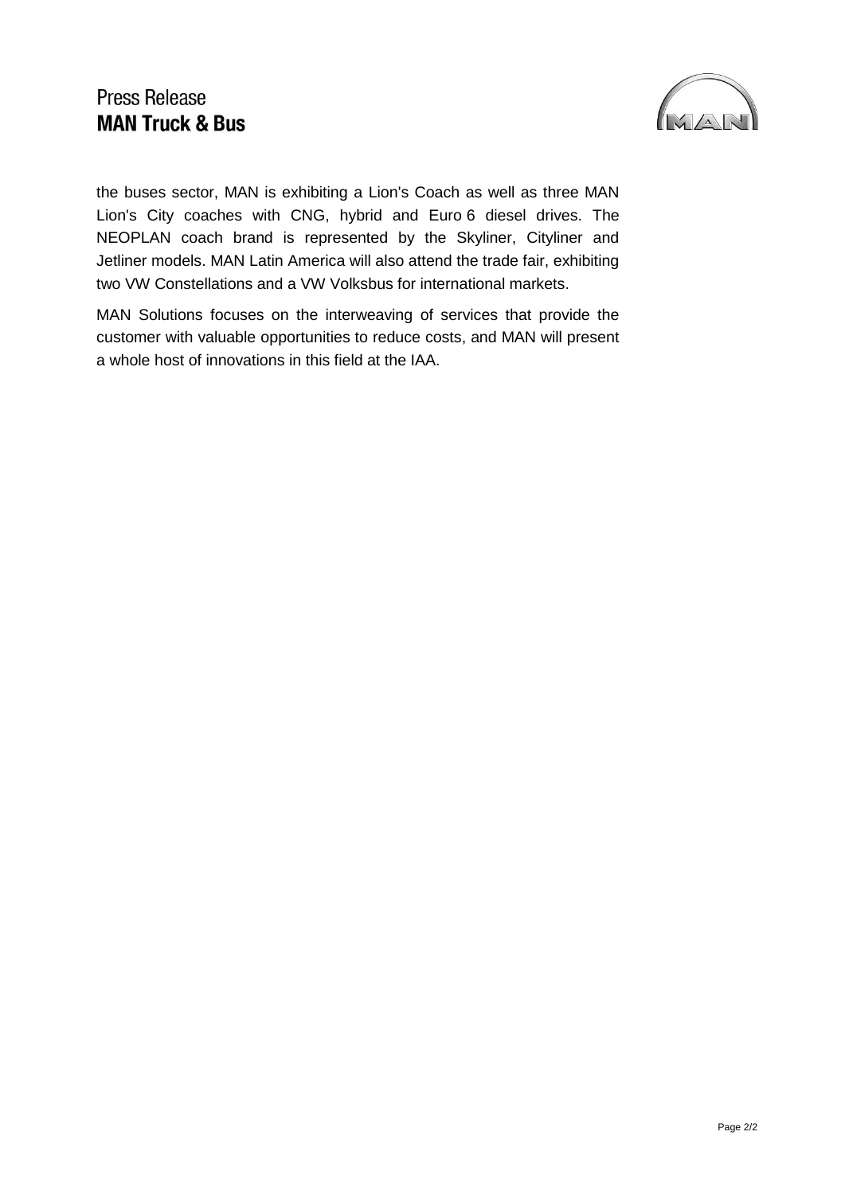the buses sector, MAN is exhibiting a Lion's Coach as well as three MAN Lion's City coaches with CNG, hybrid and Euro 6 diesel drives. The NEOPLAN coach brand is represented by the Skyliner, Cityliner and Jetliner models. MAN Latin America will also attend the trade fair, exhibiting two VW Constellations and a VW Volksbus for international markets.

MAN Solutions focuses on the interweaving of services that provide the customer with valuable opportunities to reduce costs, and MAN will present a whole host of innovations in this field at the IAA.